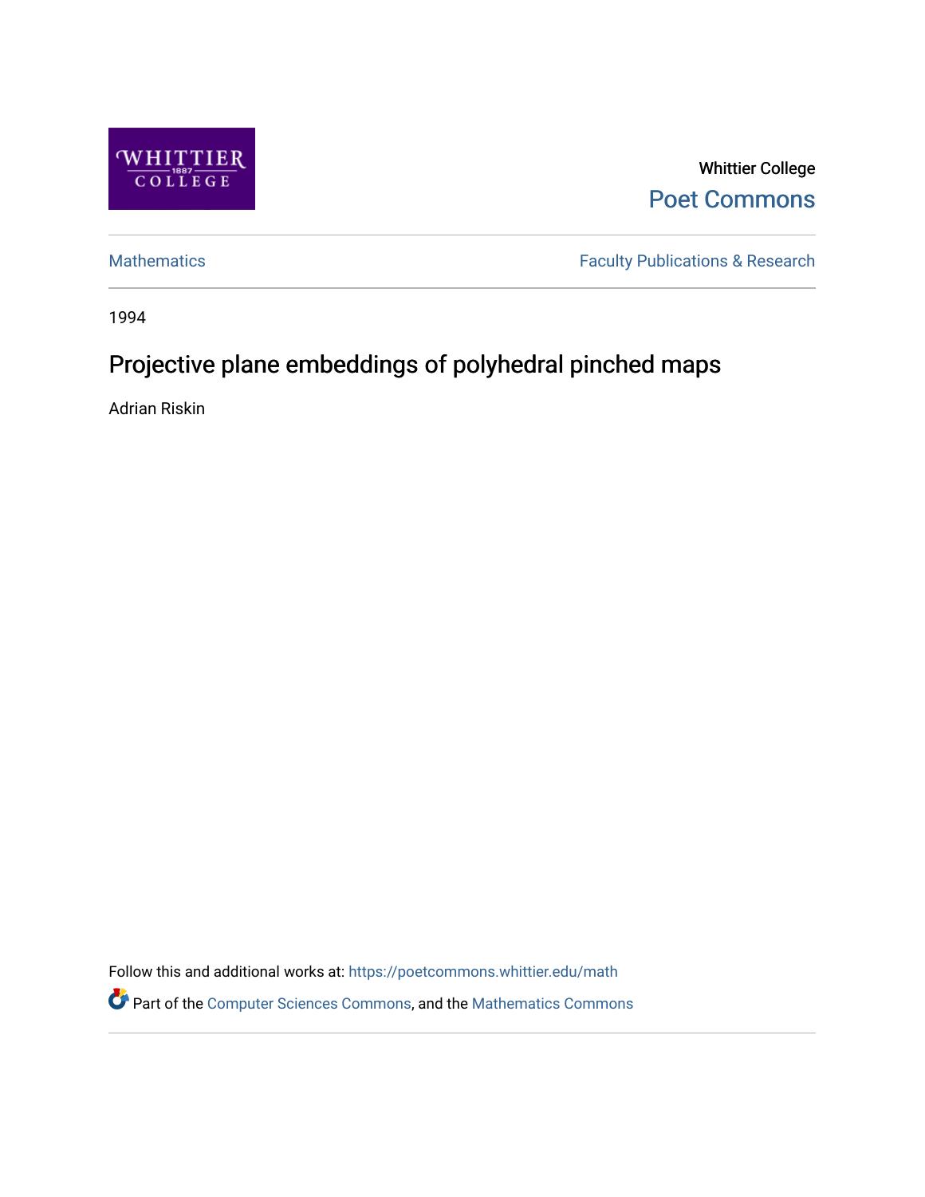Whittier College

Poet Commons

Mathematics

Faculty Publications & Research

1994

# Projective plane embeddings of polyhedral pinched maps

Adrian Riskin

Follow this and additional works at: https://poetcommons.whittier.edu/math

Part of the Computer Sciences Commons, and the Mathematics Commons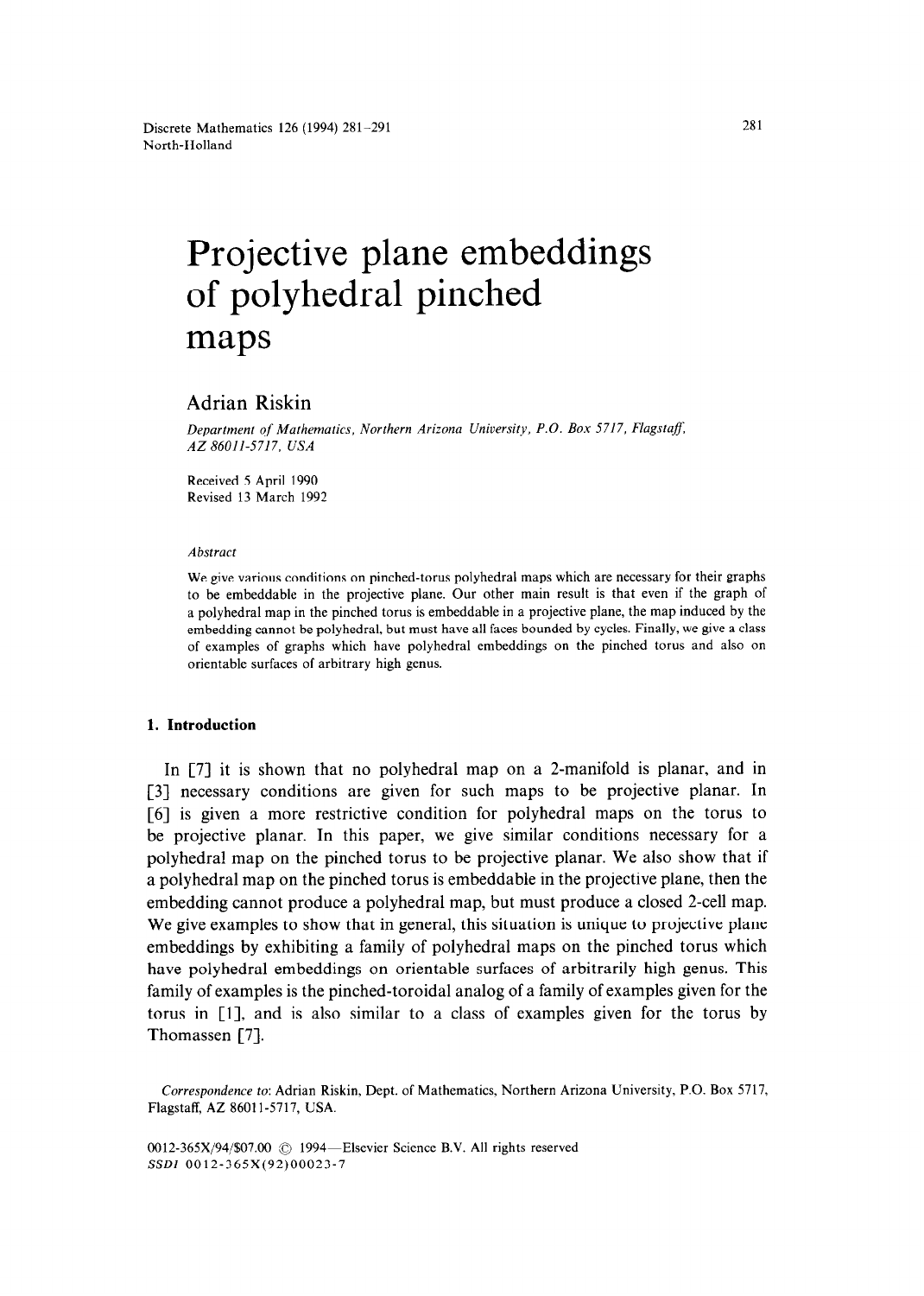# Projective plane embeddings of polyhedral pinched maps

Adrian Riskin

*Department of Mathematics, Northern Arizona University, P.O. Box 5717, Flagstaff, AZ 86011-5717, USA*

Received 5 April 1990
Revised 13 March 1992

*Abstract*

We give various conditions on pinched-torus polyhedral maps which are necessary for their graphs to be embeddable in the projective plane. Our other main result is that even if the graph of a polyhedral map in the pinched torus is embeddable in a projective plane, the map induced by the embedding cannot be polyhedral, but must have all faces bounded by cycles. Finally, we give a class of examples of graphs which have polyhedral embeddings on the pinched torus and also on orientable surfaces of arbitrary high genus.

## 1. Introduction

In [7] it is shown that no polyhedral map on a 2-manifold is planar, and in [3] necessary conditions are given for such maps to be projective planar. In [6] is given a more restrictive condition for polyhedral maps on the torus to be projective planar. In this paper, we give similar conditions necessary for a polyhedral map on the pinched torus to be projective planar. We also show that if a polyhedral map on the pinched torus is embeddable in the projective plane, then the embedding cannot produce a polyhedral map, but must produce a closed 2-cell map. We give examples to show that in general, this situation is unique to projective plane embeddings by exhibiting a family of polyhedral maps on the pinched torus which have polyhedral embeddings on orientable surfaces of arbitrarily high genus. This family of examples is the pinched-toroidal analog of a family of examples given for the torus in [1], and is also similar to a class of examples given for the torus by Thomassen [7].

*Correspondence to*: Adrian Riskin, Dept. of Mathematics, Northern Arizona University, P.O. Box 5717, Flagstaff, AZ 86011-5717, USA.

0012-365X/94/$07.00 © 1994—Elsevier Science B.V. All rights reserved
*SSDI* 0012-365X(92)00023-7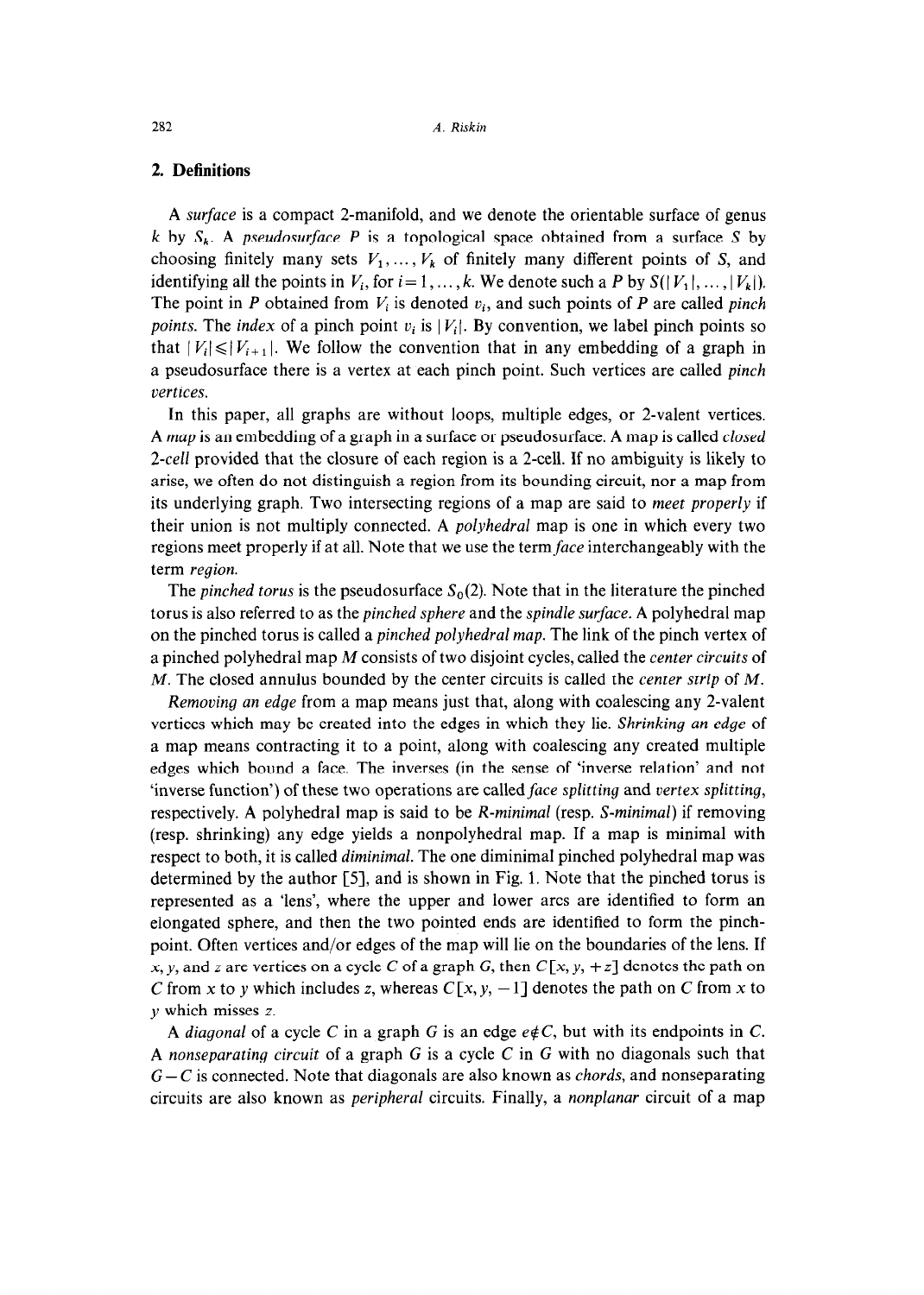## 2. Definitions

A *surface* is a compact 2-manifold, and we denote the orientable surface of genus $k$ by $S_k$. A *pseudosurface* $P$ is a topological space obtained from a surface $S$ by choosing finitely many sets $V_1, \ldots, V_k$ of finitely many different points of $S$, and identifying all the points in $V_i$, for $i = 1, \ldots, k$. We denote such a $P$ by $S(|V_1|, \ldots, |V_k|)$. The point in $P$ obtained from $V_i$ is denoted $v_i$, and such points of $P$ are called *pinch points*. The *index* of a pinch point $v_i$ is $|V_i|$. By convention, we label pinch points so that $|V_i| \leqslant |V_{i+1}|$. We follow the convention that in any embedding of a graph in a pseudosurface there is a vertex at each pinch point. Such vertices are called *pinch vertices*.

In this paper, all graphs are without loops, multiple edges, or 2-valent vertices. A *map* is an embedding of a graph in a surface or pseudosurface. A map is called *closed 2-cell* provided that the closure of each region is a 2-cell. If no ambiguity is likely to arise, we often do not distinguish a region from its bounding circuit, nor a map from its underlying graph. Two intersecting regions of a map are said to *meet properly* if their union is not multiply connected. A *polyhedral* map is one in which every two regions meet properly if at all. Note that we use the term *face* interchangeably with the term *region*.

The *pinched torus* is the pseudosurface $S_0(2)$. Note that in the literature the pinched torus is also referred to as the *pinched sphere* and the *spindle surface*. A polyhedral map on the pinched torus is called a *pinched polyhedral map*. The link of the pinch vertex of a pinched polyhedral map $M$ consists of two disjoint cycles, called the *center circuits* of $M$. The closed annulus bounded by the center circuits is called the *center strip* of $M$.

*Removing an edge* from a map means just that, along with coalescing any 2-valent vertices which may be created into the edges in which they lie. *Shrinking an edge* of a map means contracting it to a point, along with coalescing any created multiple edges which bound a face. The inverses (in the sense of 'inverse relation' and not 'inverse function') of these two operations are called *face splitting* and *vertex splitting*, respectively. A polyhedral map is said to be *R-minimal* (resp. *S-minimal*) if removing (resp. shrinking) any edge yields a nonpolyhedral map. If a map is minimal with respect to both, it is called *diminimal*. The one diminimal pinched polyhedral map was determined by the author [5], and is shown in Fig. 1. Note that the pinched torus is represented as a 'lens', where the upper and lower arcs are identified to form an elongated sphere, and then the two pointed ends are identified to form the pinch-point. Often vertices and/or edges of the map will lie on the boundaries of the lens. If $x$, $y$, and $z$ are vertices on a cycle $C$ of a graph $G$, then $C[x, y, +z]$ denotes the path on $C$ from $x$ to $y$ which includes $z$, whereas $C[x, y, -1]$ denotes the path on $C$ from $x$ to $y$ which misses $z$.

A *diagonal* of a cycle $C$ in a graph $G$ is an edge $e \notin C$, but with its endpoints in $C$. A *nonseparating circuit* of a graph $G$ is a cycle $C$ in $G$ with no diagonals such that $G - C$ is connected. Note that diagonals are also known as *chords*, and nonseparating circuits are also known as *peripheral* circuits. Finally, a *nonplanar* circuit of a map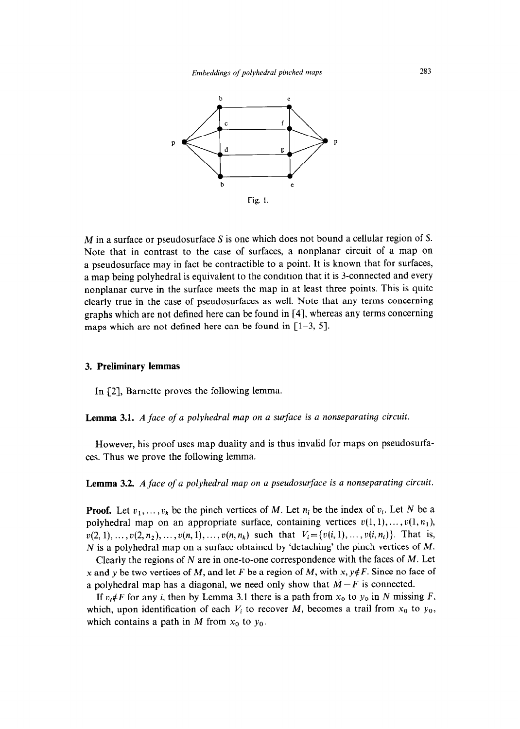Fig. 1.

$M$ in a surface or pseudosurface $S$ is one which does not bound a cellular region of $S$. Note that in contrast to the case of surfaces, a nonplanar circuit of a map on a pseudosurface may in fact be contractible to a point. It is known that for surfaces, a map being polyhedral is equivalent to the condition that it is 3-connected and every nonplanar curve in the surface meets the map in at least three points. This is quite clearly true in the case of pseudosurfaces as well. Note that any terms concerning graphs which are not defined here can be found in [4], whereas any terms concerning maps which are not defined here can be found in [1–3, 5].

## 3. Preliminary lemmas

In [2], Barnette proves the following lemma.

**Lemma 3.1.** *A face of a polyhedral map on a surface is a nonseparating circuit.*

However, his proof uses map duality and is thus invalid for maps on pseudosurfaces. Thus we prove the following lemma.

**Lemma 3.2.** *A face of a polyhedral map on a pseudosurface is a nonseparating circuit.*

**Proof.** Let $v_1, \ldots, v_k$ be the pinch vertices of $M$. Let $n_i$ be the index of $v_i$. Let $N$ be a polyhedral map on an appropriate surface, containing vertices $v(1,1), \ldots, v(1,n_1)$, $v(2,1), \ldots, v(2,n_2), \ldots, v(n,1), \ldots, v(n,n_k)$ such that $V_i = \{v(i,1), \ldots, v(i,n_i)\}$. That is, $N$ is a polyhedral map on a surface obtained by 'detaching' the pinch vertices of $M$.

Clearly the regions of $N$ are in one-to-one correspondence with the faces of $M$. Let $x$ and $y$ be two vertices of $M$, and let $F$ be a region of $M$, with $x, y \notin F$. Since no face of a polyhedral map has a diagonal, we need only show that $M - F$ is connected.

If $v_i \notin F$ for any $i$, then by Lemma 3.1 there is a path from $x_0$ to $y_0$ in $N$ missing $F$, which, upon identification of each $V_i$ to recover $M$, becomes a trail from $x_0$ to $y_0$, which contains a path in $M$ from $x_0$ to $y_0$.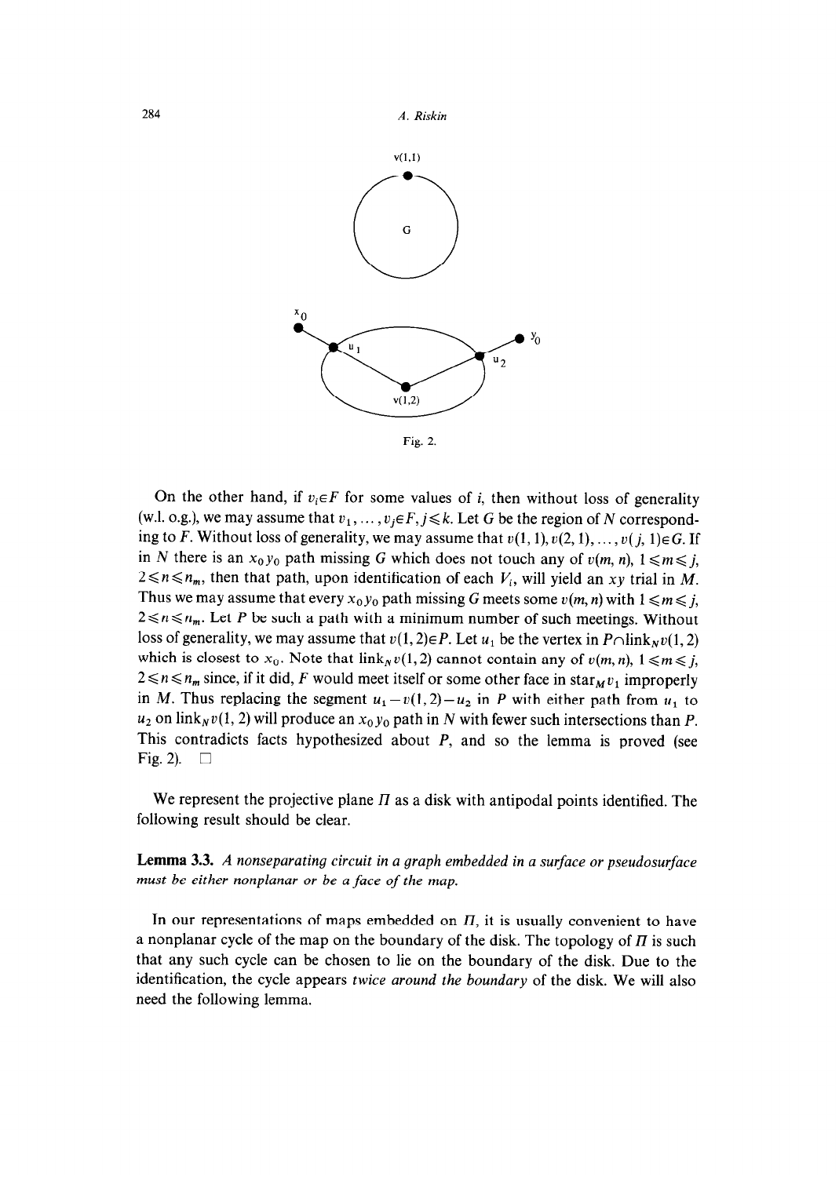Fig. 2.

On the other hand, if $v_i \in F$ for some values of $i$, then without loss of generality (w.l. o.g.), we may assume that $v_1, \ldots, v_j \in F, j \leqslant k$. Let $G$ be the region of $N$ corresponding to $F$. Without loss of generality, we may assume that $v(1,1), v(2,1), \ldots, v(j,1) \in G$. If in $N$ there is an $x_0 y_0$ path missing $G$ which does not touch any of $v(m,n)$, $1 \leqslant m \leqslant j$, $2 \leqslant n \leqslant n_m$, then that path, upon identification of each $V_i$, will yield an $xy$ trial in $M$. Thus we may assume that every $x_0 y_0$ path missing $G$ meets some $v(m,n)$ with $1 \leqslant m \leqslant j$, $2 \leqslant n \leqslant n_m$. Let $P$ be such a path with a minimum number of such meetings. Without loss of generality, we may assume that $v(1,2) \in P$. Let $u_1$ be the vertex in $P \cap \text{link}_N v(1,2)$ which is closest to $x_0$. Note that $\text{link}_N v(1,2)$ cannot contain any of $v(m,n)$, $1 \leqslant m \leqslant j$, $2 \leqslant n \leqslant n_m$ since, if it did, $F$ would meet itself or some other face in $\text{star}_M v_1$ improperly in $M$. Thus replacing the segment $u_1 - v(1,2) - u_2$ in $P$ with either path from $u_1$ to $u_2$ on $\text{link}_N v(1,2)$ will produce an $x_0 y_0$ path in $N$ with fewer such intersections than $P$. This contradicts facts hypothesized about $P$, and so the lemma is proved (see Fig. 2). $\square$

We represent the projective plane $\Pi$ as a disk with antipodal points identified. The following result should be clear.

**Lemma 3.3.** *A nonseparating circuit in a graph embedded in a surface or pseudosurface must be either nonplanar or be a face of the map.*

In our representations of maps embedded on $\Pi$, it is usually convenient to have a nonplanar cycle of the map on the boundary of the disk. The topology of $\Pi$ is such that any such cycle can be chosen to lie on the boundary of the disk. Due to the identification, the cycle appears *twice around the boundary* of the disk. We will also need the following lemma.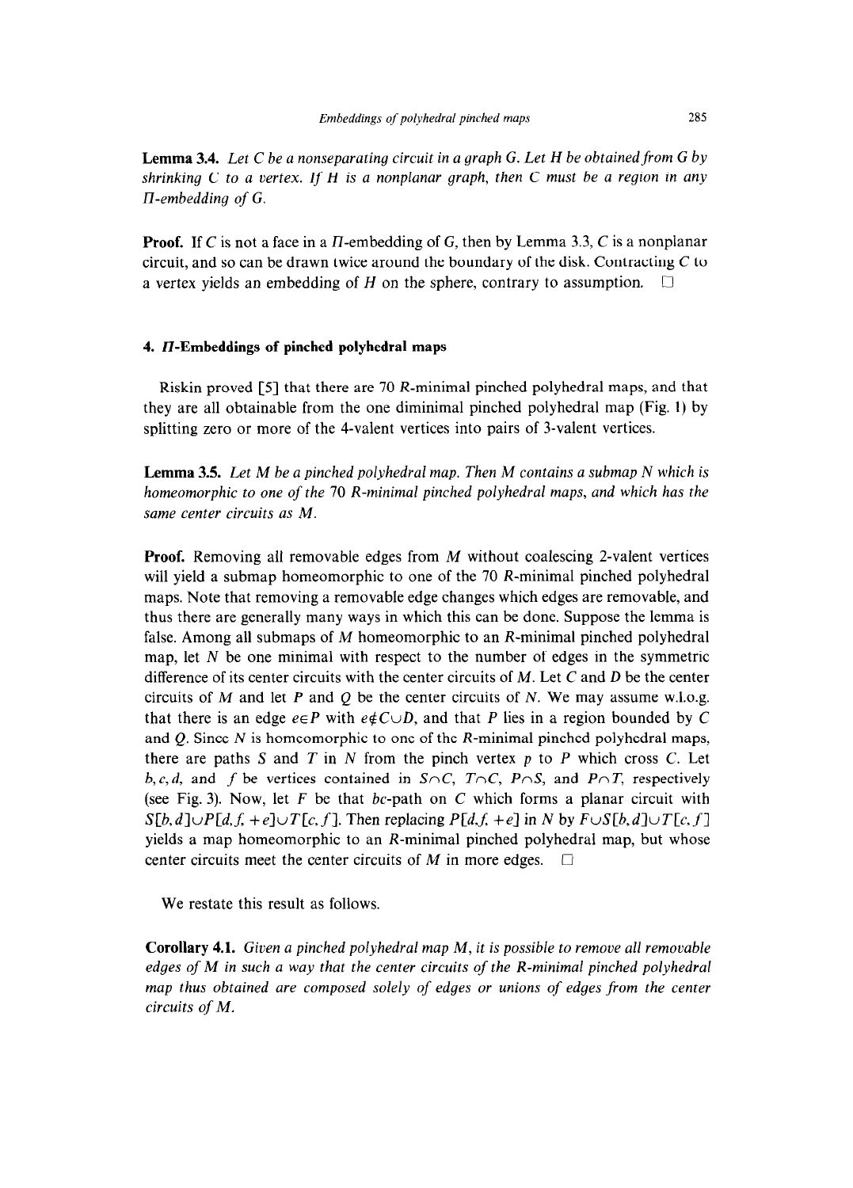**Lemma 3.4.** *Let $C$ be a nonseparating circuit in a graph $G$. Let $H$ be obtained from $G$ by shrinking $C$ to a vertex. If $H$ is a nonplanar graph, then $C$ must be a region in any $\Pi$-embedding of $G$.*

**Proof.** If $C$ is not a face in a $\Pi$-embedding of $G$, then by Lemma 3.3, $C$ is a nonplanar circuit, and so can be drawn twice around the boundary of the disk. Contracting $C$ to a vertex yields an embedding of $H$ on the sphere, contrary to assumption. □

#### 4. $\Pi$-Embeddings of pinched polyhedral maps

Riskin proved [5] that there are 70 $R$-minimal pinched polyhedral maps, and that they are all obtainable from the one diminimal pinched polyhedral map (Fig. 1) by splitting zero or more of the 4-valent vertices into pairs of 3-valent vertices.

**Lemma 3.5.** *Let $M$ be a pinched polyhedral map. Then $M$ contains a submap $N$ which is homeomorphic to one of the 70 $R$-minimal pinched polyhedral maps, and which has the same center circuits as $M$.*

**Proof.** Removing all removable edges from $M$ without coalescing 2-valent vertices will yield a submap homeomorphic to one of the 70 $R$-minimal pinched polyhedral maps. Note that removing a removable edge changes which edges are removable, and thus there are generally many ways in which this can be done. Suppose the lemma is false. Among all submaps of $M$ homeomorphic to an $R$-minimal pinched polyhedral map, let $N$ be one minimal with respect to the number of edges in the symmetric difference of its center circuits with the center circuits of $M$. Let $C$ and $D$ be the center circuits of $M$ and let $P$ and $Q$ be the center circuits of $N$. We may assume w.l.o.g. that there is an edge $e \in P$ with $e \notin C \cup D$, and that $P$ lies in a region bounded by $C$ and $Q$. Since $N$ is homeomorphic to one of the $R$-minimal pinched polyhedral maps, there are paths $S$ and $T$ in $N$ from the pinch vertex $p$ to $P$ which cross $C$. Let $b, c, d$, and $f$ be vertices contained in $S \cap C$, $T \cap C$, $P \cap S$, and $P \cap T$, respectively (see Fig. 3). Now, let $F$ be that $bc$-path on $C$ which forms a planar circuit with $S[b, d] \cup P[d, f, +e] \cup T[c, f]$. Then replacing $P[d, f, +e]$ in $N$ by $F \cup S[b, d] \cup T[c, f]$ yields a map homeomorphic to an $R$-minimal pinched polyhedral map, but whose center circuits meet the center circuits of $M$ in more edges. □

We restate this result as follows.

**Corollary 4.1.** *Given a pinched polyhedral map $M$, it is possible to remove all removable edges of $M$ in such a way that the center circuits of the $R$-minimal pinched polyhedral map thus obtained are composed solely of edges or unions of edges from the center circuits of $M$.*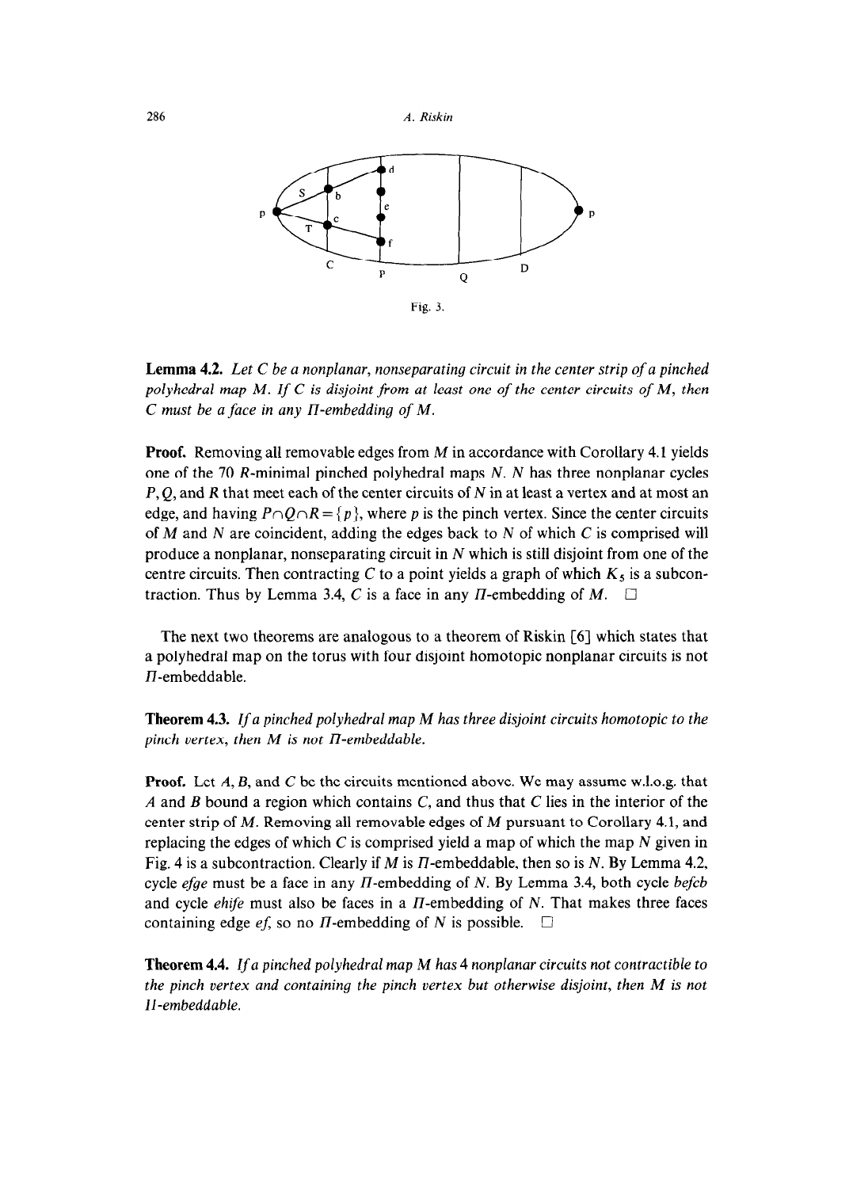Fig. 3.

**Lemma 4.2.** *Let $C$ be a nonplanar, nonseparating circuit in the center strip of a pinched polyhedral map $M$. If $C$ is disjoint from at least one of the center circuits of $M$, then $C$ must be a face in any $\Pi$-embedding of $M$.*

**Proof.** Removing all removable edges from $M$ in accordance with Corollary 4.1 yields one of the 70 $R$-minimal pinched polyhedral maps $N$. $N$ has three nonplanar cycles $P, Q$, and $R$ that meet each of the center circuits of $N$ in at least a vertex and at most an edge, and having $P \cap Q \cap R = \{p\}$, where $p$ is the pinch vertex. Since the center circuits of $M$ and $N$ are coincident, adding the edges back to $N$ of which $C$ is comprised will produce a nonplanar, nonseparating circuit in $N$ which is still disjoint from one of the centre circuits. Then contracting $C$ to a point yields a graph of which $K_5$ is a subcontraction. Thus by Lemma 3.4, $C$ is a face in any $\Pi$-embedding of $M$. □

The next two theorems are analogous to a theorem of Riskin [6] which states that a polyhedral map on the torus with four disjoint homotopic nonplanar circuits is not $\Pi$-embeddable.

**Theorem 4.3.** *If a pinched polyhedral map $M$ has three disjoint circuits homotopic to the pinch vertex, then $M$ is not $\Pi$-embeddable.*

**Proof.** Let $A$, $B$, and $C$ be the circuits mentioned above. We may assume w.l.o.g. that $A$ and $B$ bound a region which contains $C$, and thus that $C$ lies in the interior of the center strip of $M$. Removing all removable edges of $M$ pursuant to Corollary 4.1, and replacing the edges of which $C$ is comprised yield a map of which the map $N$ given in Fig. 4 is a subcontraction. Clearly if $M$ is $\Pi$-embeddable, then so is $N$. By Lemma 4.2, cycle *efge* must be a face in any $\Pi$-embedding of $N$. By Lemma 3.4, both cycle *befcb* and cycle *ehife* must also be faces in a $\Pi$-embedding of $N$. That makes three faces containing edge *ef*, so no $\Pi$-embedding of $N$ is possible. □

**Theorem 4.4.** *If a pinched polyhedral map $M$ has 4 nonplanar circuits not contractible to the pinch vertex and containing the pinch vertex but otherwise disjoint, then $M$ is not $\Pi$-embeddable.*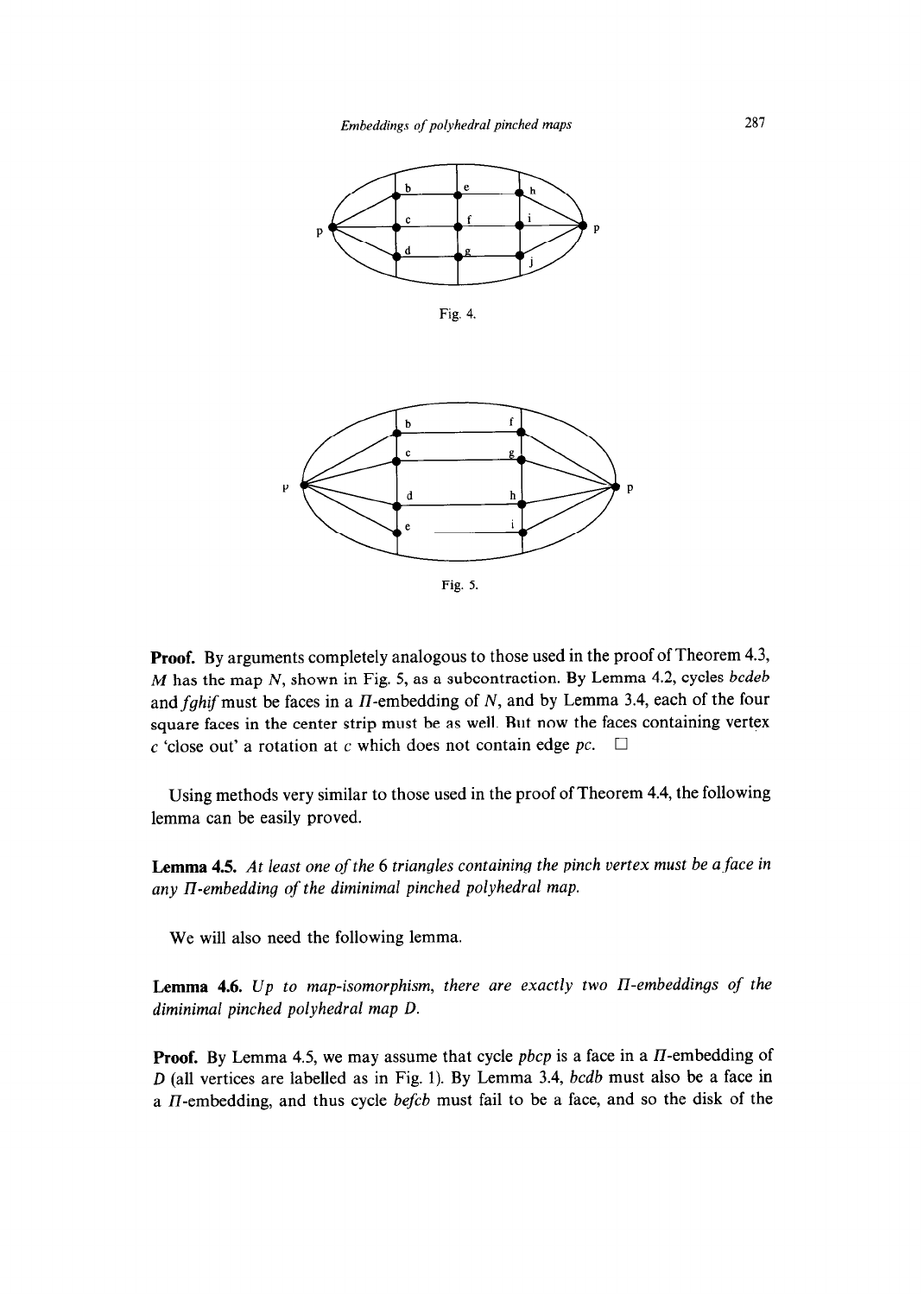Fig. 4.

Fig. 5.

**Proof.** By arguments completely analogous to those used in the proof of Theorem 4.3, $M$ has the map $N$, shown in Fig. 5, as a subcontraction. By Lemma 4.2, cycles *bcdeb* and *fghif* must be faces in a $\Pi$-embedding of $N$, and by Lemma 3.4, each of the four square faces in the center strip must be as well. But now the faces containing vertex $c$ 'close out' a rotation at $c$ which does not contain edge $pc$. $\square$

Using methods very similar to those used in the proof of Theorem 4.4, the following lemma can be easily proved.

**Lemma 4.5.** *At least one of the* 6 *triangles containing the pinch vertex must be a face in any $\Pi$-embedding of the diminimal pinched polyhedral map.*

We will also need the following lemma.

**Lemma 4.6.** *Up to map-isomorphism, there are exactly two $\Pi$-embeddings of the diminimal pinched polyhedral map $D$.*

**Proof.** By Lemma 4.5, we may assume that cycle *pbcp* is a face in a $\Pi$-embedding of $D$ (all vertices are labelled as in Fig. 1). By Lemma 3.4, *bcdb* must also be a face in a $\Pi$-embedding, and thus cycle *befcb* must fail to be a face, and so the disk of the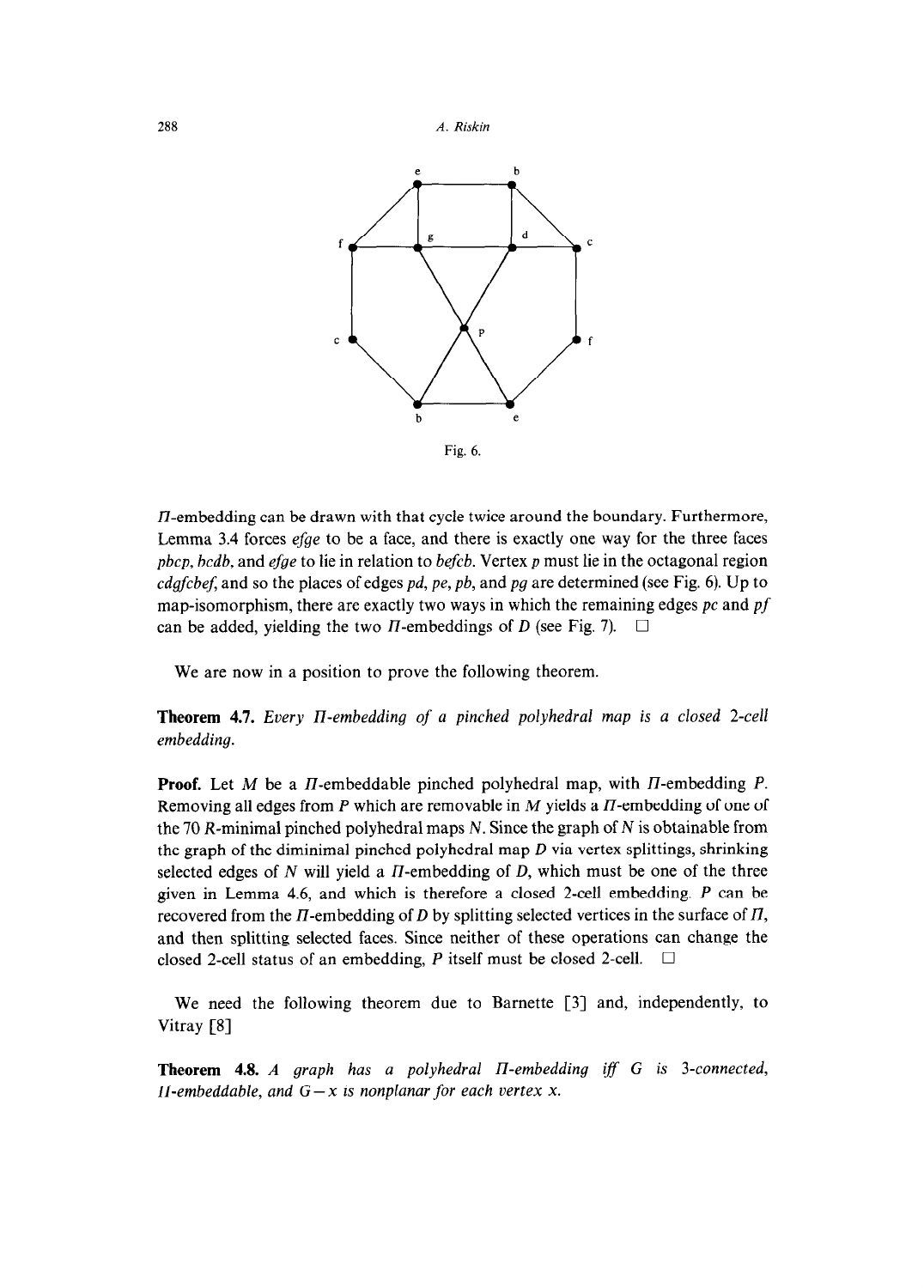Fig. 6.

$\Pi$-embedding can be drawn with that cycle twice around the boundary. Furthermore, Lemma 3.4 forces *efge* to be a face, and there is exactly one way for the three faces *pbcp*, *bcdb*, and *efge* to lie in relation to *befcb*. Vertex $p$ must lie in the octagonal region *cdgfcbef*, and so the places of edges *pd*, *pe*, *pb*, and *pg* are determined (see Fig. 6). Up to map-isomorphism, there are exactly two ways in which the remaining edges *pc* and *pf* can be added, yielding the two $\Pi$-embeddings of $D$ (see Fig. 7). $\square$

We are now in a position to prove the following theorem.

**Theorem 4.7.** *Every $\Pi$-embedding of a pinched polyhedral map is a closed 2-cell embedding.*

**Proof.** Let $M$ be a $\Pi$-embeddable pinched polyhedral map, with $\Pi$-embedding $P$. Removing all edges from $P$ which are removable in $M$ yields a $\Pi$-embedding of one of the 70 $R$-minimal pinched polyhedral maps $N$. Since the graph of $N$ is obtainable from the graph of the diminimal pinched polyhedral map $D$ via vertex splittings, shrinking selected edges of $N$ will yield a $\Pi$-embedding of $D$, which must be one of the three given in Lemma 4.6, and which is therefore a closed 2-cell embedding. $P$ can be recovered from the $\Pi$-embedding of $D$ by splitting selected vertices in the surface of $\Pi$, and then splitting selected faces. Since neither of these operations can change the closed 2-cell status of an embedding, $P$ itself must be closed 2-cell. $\square$

We need the following theorem due to Barnette [3] and, independently, to Vitray [8]

**Theorem 4.8.** *A graph has a polyhedral $\Pi$-embedding iff $G$ is 3-connected, $\Pi$-embeddable, and $G-x$ is nonplanar for each vertex $x$.*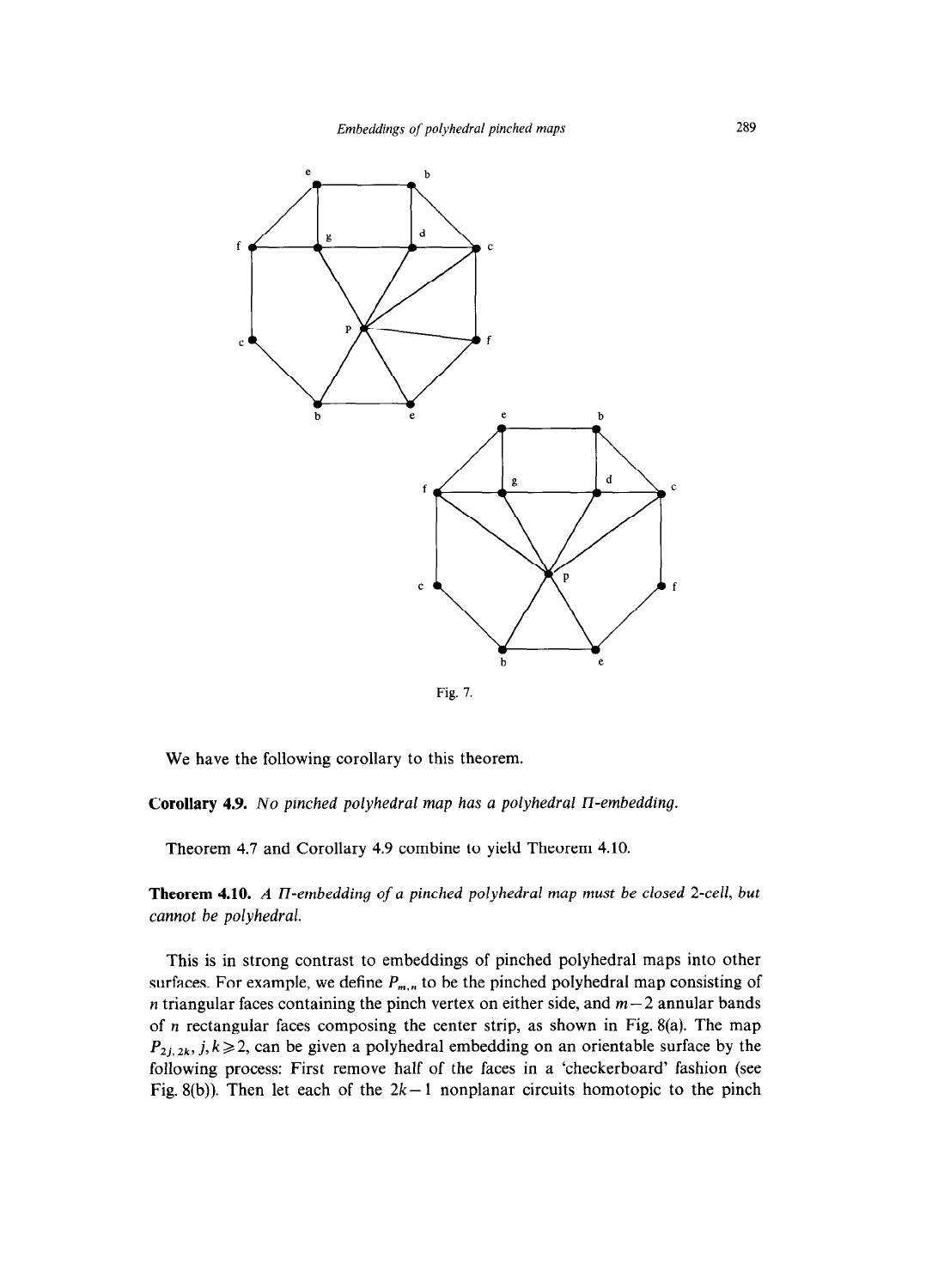Fig. 7.

We have the following corollary to this theorem.

**Corollary 4.9.** *No pinched polyhedral map has a polyhedral $\Pi$-embedding.*

Theorem 4.7 and Corollary 4.9 combine to yield Theorem 4.10.

**Theorem 4.10.** *A $\Pi$-embedding of a pinched polyhedral map must be closed 2-cell, but cannot be polyhedral.*

This is in strong contrast to embeddings of pinched polyhedral maps into other surfaces. For example, we define $P_{m,n}$ to be the pinched polyhedral map consisting of $n$ triangular faces containing the pinch vertex on either side, and $m-2$ annular bands of $n$ rectangular faces composing the center strip, as shown in Fig. 8(a). The map $P_{2j,2k}$, $j,k \geq 2$, can be given a polyhedral embedding on an orientable surface by the following process: First remove half of the faces in a 'checkerboard' fashion (see Fig. 8(b)). Then let each of the $2k-1$ nonplanar circuits homotopic to the pinch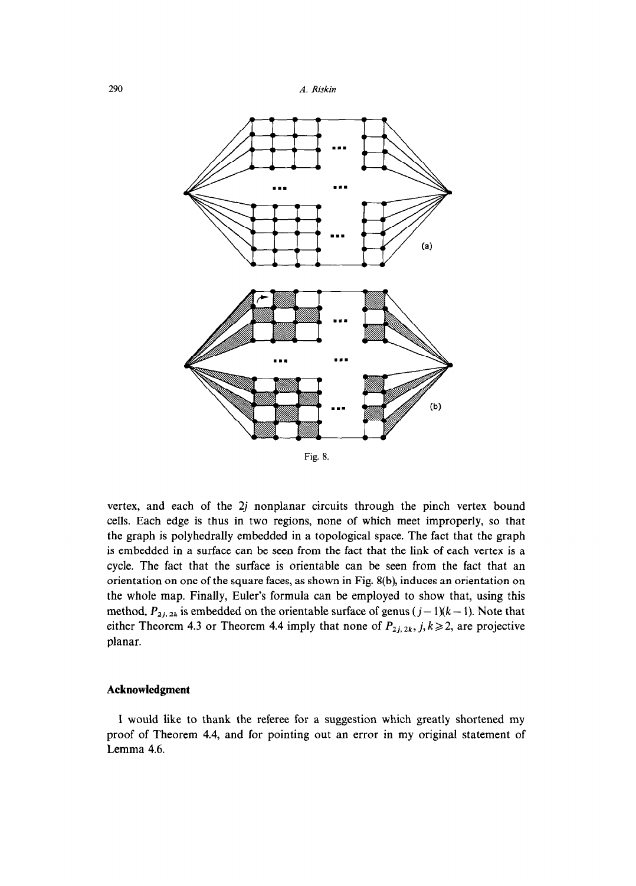Fig. 8.

vertex, and each of the $2j$ nonplanar circuits through the pinch vertex bound cells. Each edge is thus in two regions, none of which meet improperly, so that the graph is polyhedrally embedded in a topological space. The fact that the graph is embedded in a surface can be seen from the fact that the link of each vertex is a cycle. The fact that the surface is orientable can be seen from the fact that an orientation on one of the square faces, as shown in Fig. 8(b), induces an orientation on the whole map. Finally, Euler's formula can be employed to show that, using this method, $P_{2j,2k}$ is embedded on the orientable surface of genus $(j-1)(k-1)$. Note that either Theorem 4.3 or Theorem 4.4 imply that none of $P_{2j,2k}$, $j, k \geqslant 2$, are projective planar.

## Acknowledgment

I would like to thank the referee for a suggestion which greatly shortened my proof of Theorem 4.4, and for pointing out an error in my original statement of Lemma 4.6.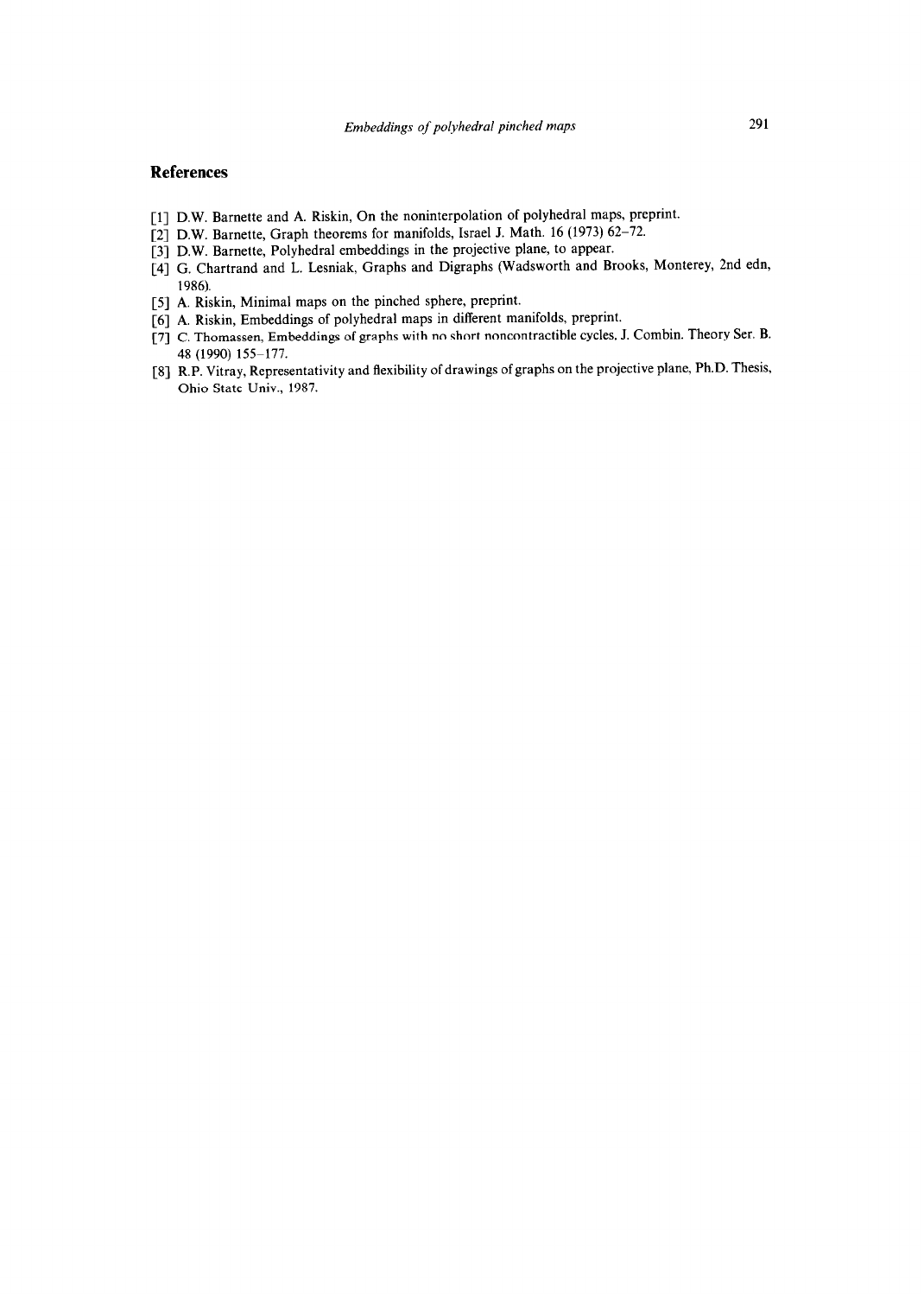## References

[1] D.W. Barnette and A. Riskin, On the noninterpolation of polyhedral maps, preprint.

[2] D.W. Barnette, Graph theorems for manifolds, Israel J. Math. 16 (1973) 62–72.

[3] D.W. Barnette, Polyhedral embeddings in the projective plane, to appear.

[4] G. Chartrand and L. Lesniak, Graphs and Digraphs (Wadsworth and Brooks, Monterey, 2nd edn, 1986).

[5] A. Riskin, Minimal maps on the pinched sphere, preprint.

[6] A. Riskin, Embeddings of polyhedral maps in different manifolds, preprint.

[7] C. Thomassen, Embeddings of graphs with no short noncontractible cycles, J. Combin. Theory Ser. B. 48 (1990) 155–177.

[8] R.P. Vitray, Representativity and flexibility of drawings of graphs on the projective plane, Ph.D. Thesis, Ohio State Univ., 1987.